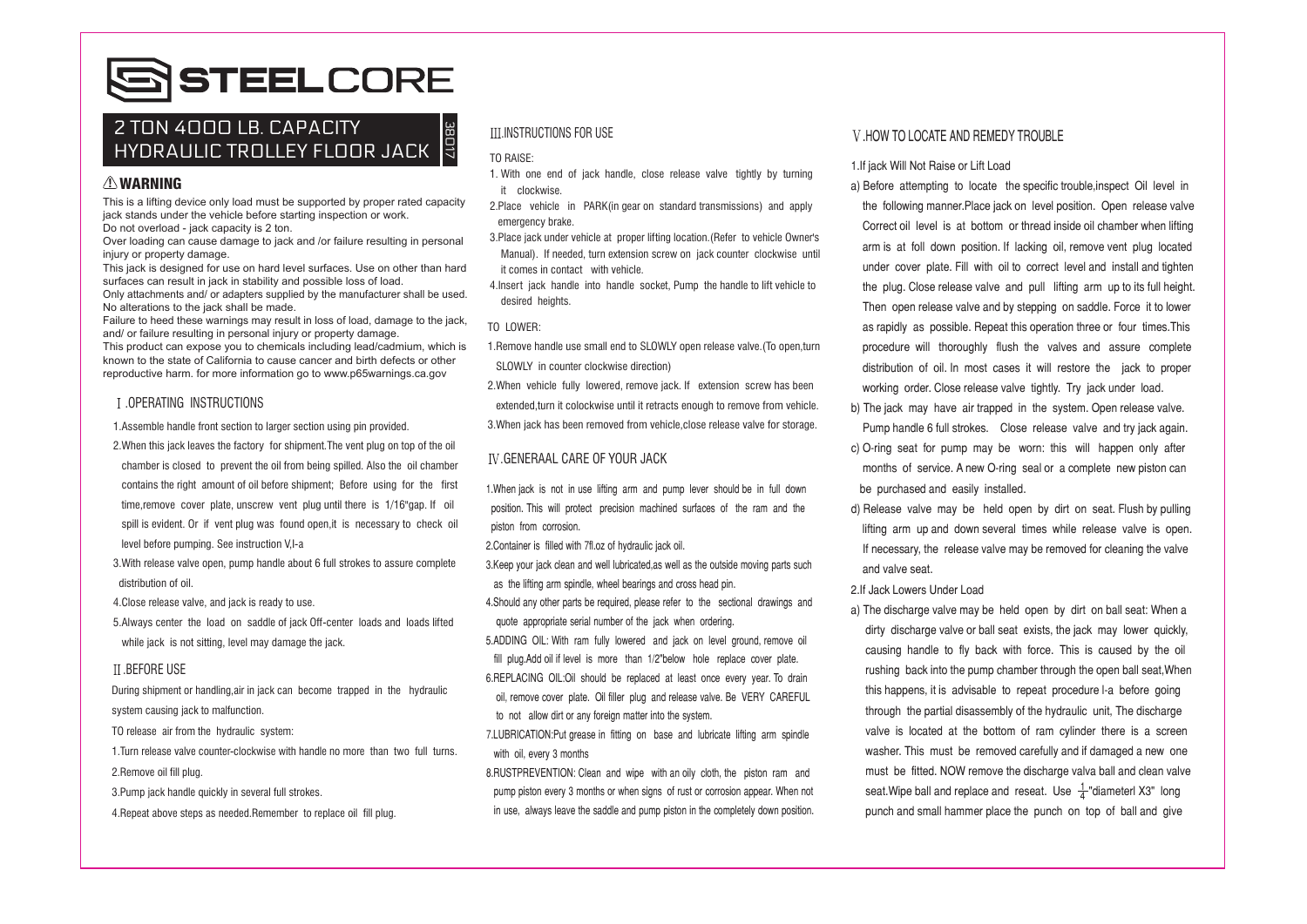# STEELCORE

## 2 TON 4000 LB. CAPACITY HYDRAULIC TROLLEY FLOOR JACK

38017

### ⚠ WARNING

This is a lifting device only load must be supported by proper rated capacity jack stands under the vehicle before starting inspection or work.

Do not overload - jack capacity is 2 ton.

Over loading can cause damage to jack and /or failure resulting in personal injury or property damage.

This jack is designed for use on hard level surfaces. Use on other than hard surfaces can result in jack in stability and possible loss of load.

Only attachments and/ or adapters supplied by the manufacturer shall be used. No alterations to the jack shall be made.

Failure to heed these warnings may result in loss of load, damage to the jack, and/ or failure resulting in personal injury or property damage.

This product can expose you to chemicals including lead/cadmium, which is known to the state of California to cause cancer and birth defects or other reproductive harm. for more information go to www.p65warnings.ca.gov

### Ⅰ.OPERATING INSTRUCTIONS

1.Assemble handle front section to larger section using pin provided.

2.When this jack leaves the factory for shipment.The vent plug on top of the oil chamber is closed to prevent the oil from being spilled. Also the oil chamber contains the right amount of oil before shipment; Before using for the first time,remove cover plate, unscrew vent plug until there is 1/16"gap. If oil spill is evident. Or if vent plug was found open,it is necessary to check oil level before pumping. See instruction V,I-a

3.With release valve open, pump handle about 6 full strokes to assure complete distribution of oil.

4.Close release valve, and jack is ready to use.

5.Always center the load on saddle of jack Off-center loads and loads lifted while jack is not sitting, level may damage the jack.

### Ⅱ.BEFORE USE

During shipment or handling,air in jack can become trapped in the hydraulic system causing jack to malfunction.

TO release air from the hydraulic system:

1.Turn release valve counter-clockwise with handle no more than two full turns.

2.Remove oil fill plug.

3.Pump jack handle quickly in several full strokes.

4.Repeat above steps as needed.Remember to replace oil fill plug.

### Ⅲ.INSTRUCTIONS FOR USE

TO RAISE:

1. With one end of jack handle, close release valve tightly by turning it clockwise.

2.Place vehicle in PARK(in gear on standard transmissions) and apply emergency brake.

3.Place jack under vehicle at proper lifting location.(Refer to vehicle Owner's Manual). If needed, turn extension screw on jack counter clockwise until it comes in contact with vehicle.

4.Insert jack handle into handle socket, Pump the handle to lift vehicle to desired heights.

TO LOWER:

1.Remove handle use small end to SLOWLY open release valve.(To open,turn SLOWLY in counter clockwise direction)

2.When vehicle fully lowered, remove jack. If extension screw has been extended,turn it colockwise until it retracts enough to remove from vehicle.

3.When jack has been removed from vehicle,close release valve for storage.

### Ⅳ.GENERAAL CARE OF YOUR JACK

1.When jack is not in use lifting arm and pump lever should be in full down position. This will protect precision machined surfaces of the ram and the piston from corrosion.

2.Container is filled with 7fl.oz of hydraulic jack oil.

3.Keep your jack clean and well lubricated,as well as the outside moving parts such as the lifting arm spindle, wheel bearings and cross head pin.

4.Should any other parts be required, please refer to the sectional drawings and quote appropriate serial number of the jack when ordering.

5.ADDING OIL: With ram fully lowered and jack on level ground, remove oil fill plug.Add oil if level is more than 1/2"below hole replace cover plate.

6.REPLACING OIL:Oil should be replaced at least once every year. To drain oil, remove cover plate. Oil filler plug and release valve. Be VERY CAREFUL to not allow dirt or any foreign matter into the system.

7.LUBRICATION:Put grease in fitting on base and lubricate lifting arm spindle with oil, every 3 months

8.RUSTPREVENTION: Clean and wipe with an oily cloth, the piston ram and pump piston every 3 months or when signs of rust or corrosion appear. When not in use, always leave the saddle and pump piston in the completely down position.

### Ⅴ.HOW TO LOCATE AND REMEDY TROUBLE

1.If jack Will Not Raise or Lift Load

a) Before attempting to locate the specific trouble,inspect Oil level in the following manner.Place jack on level position. Open release valve Correct oil level is at bottom or thread inside oil chamber when lifting arm is at foll down position. If lacking oil, remove vent plug located under cover plate. Fill with oil to correct level and install and tighten the plug. Close release valve and pull lifting arm up to its full height. Then open release valve and by stepping on saddle. Force it to lower as rapidly as possible. Repeat this operation three or four times.This procedure will thoroughly flush the valves and assure complete distribution of oil. In most cases it will restore the jack to proper working order. Close release valve tightly. Try jack under load.

b) The jack may have air trapped in the system. Open release valve. Pump handle 6 full strokes. Close release valve and try jack again.

c) O-ring seat for pump may be worn: this will happen only after months of service. A new O-ring seal or a complete new piston can be purchased and easily installed.

d) Release valve may be held open by dirt on seat. Flush by pulling lifting arm up and down several times while release valve is open. If necessary, the release valve may be removed for cleaning the valve and valve seat.

2.If Jack Lowers Under Load

a) The discharge valve may be held open by dirt on ball seat: When a dirty discharge valve or ball seat exists, the jack may lower quickly, causing handle to fly back with force. This is caused by the oil rushing back into the pump chamber through the open ball seat,When this happens, it is advisable to repeat procedure l-a before going through the partial disassembly of the hydraulic unit, The discharge valve is located at the bottom of ram cylinder there is a screen washer. This must be removed carefully and if damaged a new one must be fitted. NOW remove the discharge valva ball and clean valve seat.Wipe ball and replace and reseat. Use $\frac{1}{4}$"diameterl X3" long punch and small hammer place the punch on top of ball and give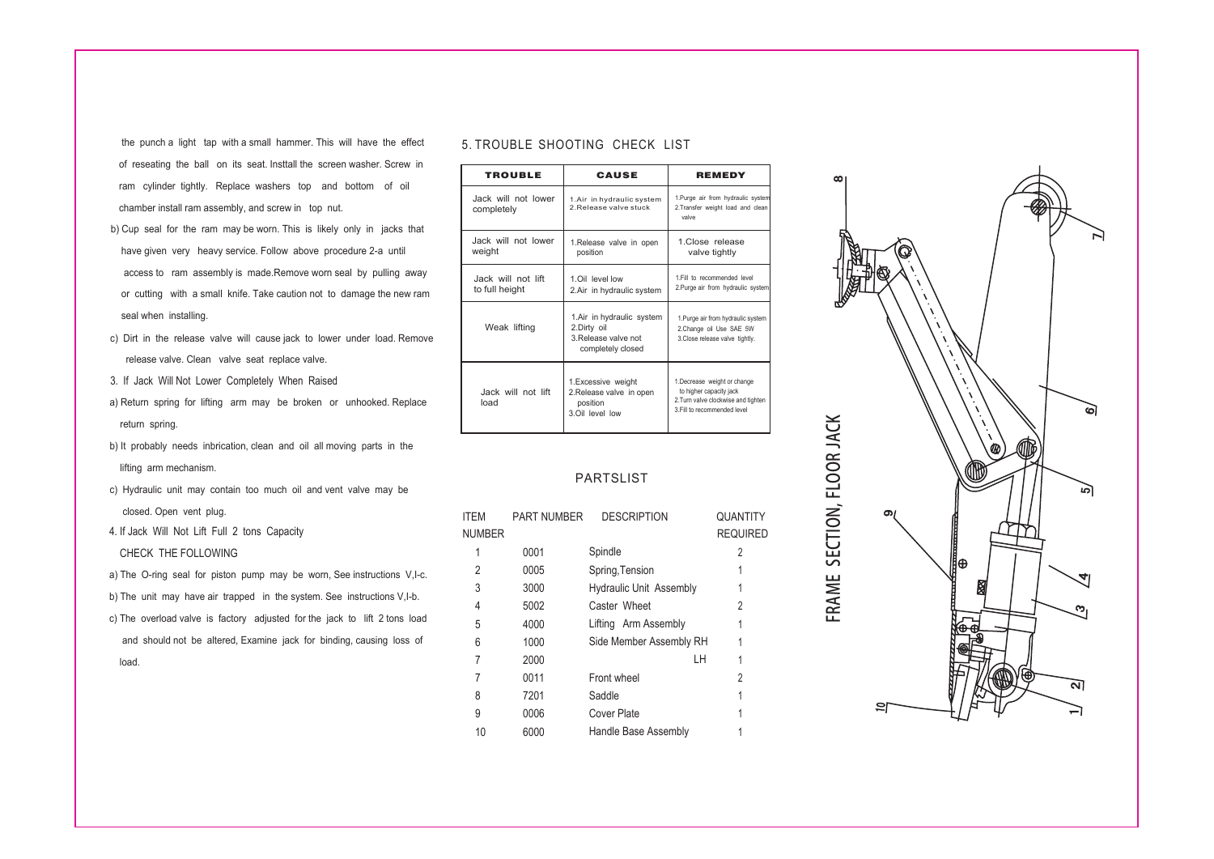the punch a light tap with a small hammer. This will have the effect of reseating the ball on its seat. Insttall the screen washer. Screw in ram cylinder tightly. Replace washers top and bottom of oil chamber install ram assembly, and screw in top nut.

b) Cup seal for the ram may be worn. This is likely only in jacks that have given very heavy service. Follow above procedure 2-a until access to ram assembly is made.Remove worn seal by pulling away or cutting with a small knife. Take caution not to damage the new ram seal when installing.

c) Dirt in the release valve will cause jack to lower under load. Remove release valve. Clean valve seat replace valve.

3. If Jack Will Not Lower Completely When Raised

a) Return spring for lifting arm may be broken or unhooked. Replace return spring.

b) It probably needs inbrication, clean and oil all moving parts in the lifting arm mechanism.

c) Hydraulic unit may contain too much oil and vent valve may be closed. Open vent plug.

4. If Jack Will Not Lift Full 2 tons Capacity

CHECK THE FOLLOWING

a) The O-ring seal for piston pump may be worn, See instructions V,I-c.

b) The unit may have air trapped in the system. See instructions V,I-b.

c) The overload valve is factory adjusted for the jack to lift 2 tons load and should not be altered, Examine jack for binding, causing loss of load.

## 5. TROUBLE SHOOTING CHECK LIST

| TROUBLE | CAUSE | REMEDY |
|---|---|---|
| Jack will not lower completely | 1.Air in hydraulic system<br>2.Release valve stuck | 1.Purge air from hydraulic system<br>2.Transfer weight load and clean valve |
| Jack will not lower weight | 1.Release valve in open position | 1.Close release valve tightly |
| Jack will not lift to full height | 1.Oil level low<br>2.Air in hydraulic system | 1.Fill to recommended level<br>2.Purge air from hydraulic system |
| Weak lifting | 1.Air in hydraulic system<br>2.Dirty oil<br>3.Release valve not completely closed | 1.Purge air from hydraulic system<br>2.Change oil Use SAE 5W<br>3.Close release valve tightly. |
| Jack will not lift load | 1.Excessive weight<br>2.Release valve in open position<br>3.Oil level low | 1.Decrease weight or change to higher capacity jack<br>2.Turn valve clockwise and tighten<br>3.Fill to recommended level |

## PARTSLIST

| ITEM NUMBER | PART NUMBER | DESCRIPTION | QUANTITY REQUIRED |
|---|---|---|---|
| 1 | 0001 | Spindle | 2 |
| 2 | 0005 | Spring,Tension | 1 |
| 3 | 3000 | Hydraulic Unit Assembly | 1 |
| 4 | 5002 | Caster Wheel | 2 |
| 5 | 4000 | Lifting Arm Assembly | 1 |
| 6 | 1000 | Side Member Assembly RH | 1 |
| 7 | 2000 | LH | 1 |
| 7 | 0011 | Front wheel | 2 |
| 8 | 7201 | Saddle | 1 |
| 9 | 0006 | Cover Plate | 1 |
| 10 | 6000 | Handle Base Assembly | 1 |

FRAME SECTION, FLOOR JACK

8
7
6
5
9
4
3
2
10
1